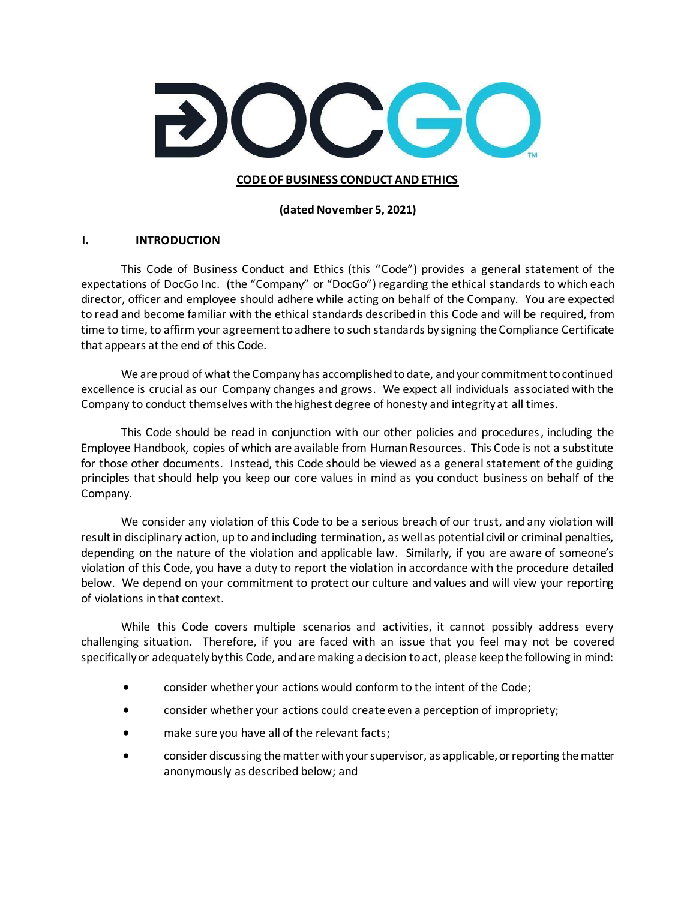DOCGO™

**CODE OF BUSINESS CONDUCT AND ETHICS**

**(dated November 5, 2021)**

## I. INTRODUCTION

This Code of Business Conduct and Ethics (this "Code") provides a general statement of the expectations of DocGo Inc. (the "Company" or "DocGo") regarding the ethical standards to which each director, officer and employee should adhere while acting on behalf of the Company. You are expected to read and become familiar with the ethical standards described in this Code and will be required, from time to time, to affirm your agreement to adhere to such standards by signing the Compliance Certificate that appears at the end of this Code.

We are proud of what the Company has accomplished to date, and your commitment to continued excellence is crucial as our Company changes and grows. We expect all individuals associated with the Company to conduct themselves with the highest degree of honesty and integrity at all times.

This Code should be read in conjunction with our other policies and procedures, including the Employee Handbook, copies of which are available from Human Resources. This Code is not a substitute for those other documents. Instead, this Code should be viewed as a general statement of the guiding principles that should help you keep our core values in mind as you conduct business on behalf of the Company.

We consider any violation of this Code to be a serious breach of our trust, and any violation will result in disciplinary action, up to and including termination, as well as potential civil or criminal penalties, depending on the nature of the violation and applicable law. Similarly, if you are aware of someone's violation of this Code, you have a duty to report the violation in accordance with the procedure detailed below. We depend on your commitment to protect our culture and values and will view your reporting of violations in that context.

While this Code covers multiple scenarios and activities, it cannot possibly address every challenging situation. Therefore, if you are faced with an issue that you feel may not be covered specifically or adequately by this Code, and are making a decision to act, please keep the following in mind:

- consider whether your actions would conform to the intent of the Code;
- consider whether your actions could create even a perception of impropriety;
- make sure you have all of the relevant facts;
- consider discussing the matter with your supervisor, as applicable, or reporting the matter anonymously as described below; and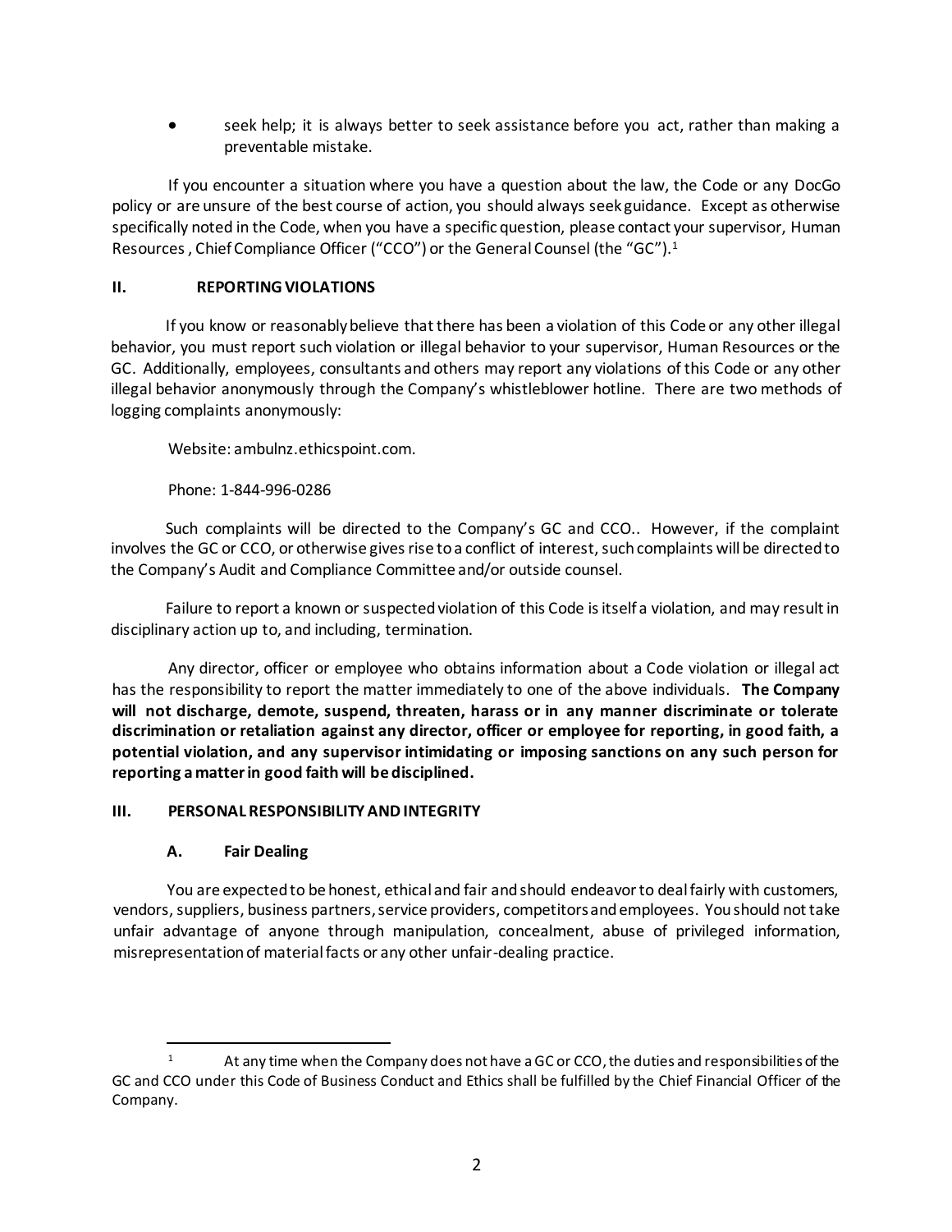- seek help; it is always better to seek assistance before you act, rather than making a preventable mistake.

If you encounter a situation where you have a question about the law, the Code or any DocGo policy or are unsure of the best course of action, you should always seek guidance. Except as otherwise specifically noted in the Code, when you have a specific question, please contact your supervisor, Human Resources , Chief Compliance Officer ("CCO") or the General Counsel (the "GC").[1]

## II. REPORTING VIOLATIONS

If you know or reasonably believe that there has been a violation of this Code or any other illegal behavior, you must report such violation or illegal behavior to your supervisor, Human Resources or the GC. Additionally, employees, consultants and others may report any violations of this Code or any other illegal behavior anonymously through the Company's whistleblower hotline. There are two methods of logging complaints anonymously:

Website: ambulnz.ethicspoint.com.

Phone: 1-844-996-0286

Such complaints will be directed to the Company's GC and CCO.. However, if the complaint involves the GC or CCO, or otherwise gives rise to a conflict of interest, such complaints will be directed to the Company's Audit and Compliance Committee and/or outside counsel.

Failure to report a known or suspected violation of this Code is itself a violation, and may result in disciplinary action up to, and including, termination.

Any director, officer or employee who obtains information about a Code violation or illegal act has the responsibility to report the matter immediately to one of the above individuals. **The Company will not discharge, demote, suspend, threaten, harass or in any manner discriminate or tolerate discrimination or retaliation against any director, officer or employee for reporting, in good faith, a potential violation, and any supervisor intimidating or imposing sanctions on any such person for reporting a matter in good faith will be disciplined.**

## III. PERSONAL RESPONSIBILITY AND INTEGRITY

### A. Fair Dealing

You are expected to be honest, ethical and fair and should endeavor to deal fairly with customers, vendors, suppliers, business partners, service providers, competitors and employees. You should not take unfair advantage of anyone through manipulation, concealment, abuse of privileged information, misrepresentation of material facts or any other unfair-dealing practice.

---

[1] At any time when the Company does not have a GC or CCO, the duties and responsibilities of the GC and CCO under this Code of Business Conduct and Ethics shall be fulfilled by the Chief Financial Officer of the Company.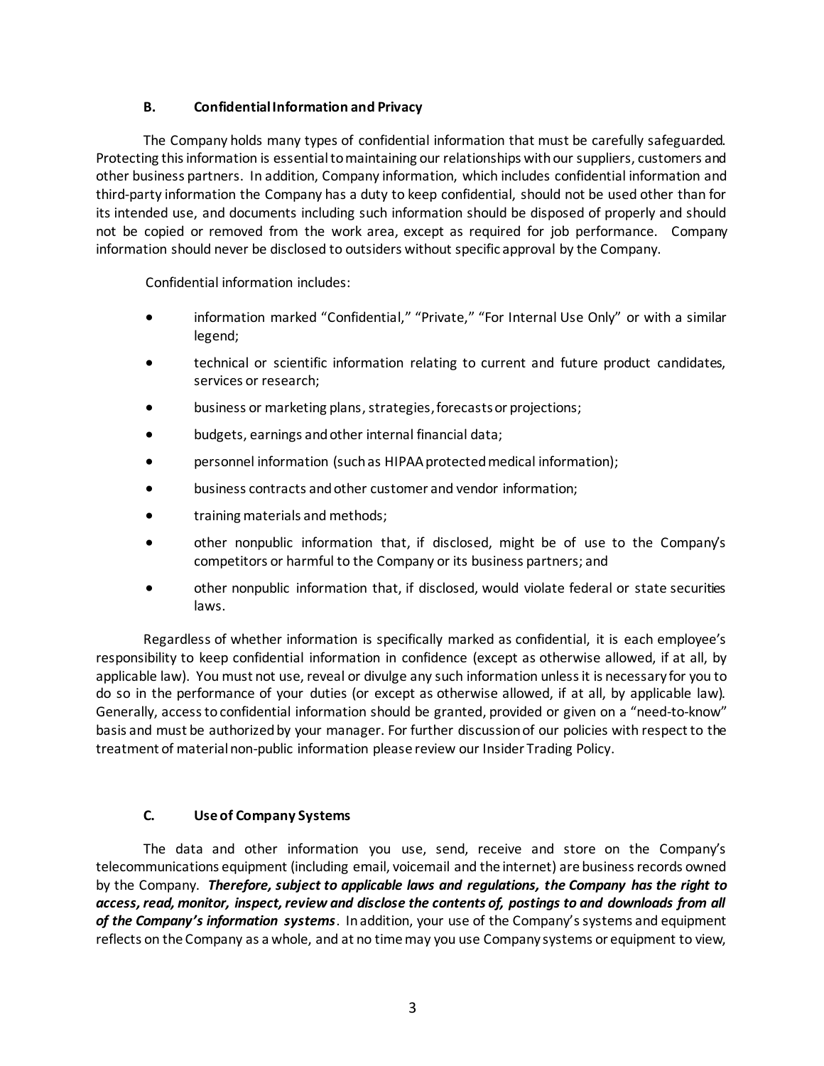### B. Confidential Information and Privacy

The Company holds many types of confidential information that must be carefully safeguarded. Protecting this information is essential to maintaining our relationships with our suppliers, customers and other business partners. In addition, Company information, which includes confidential information and third-party information the Company has a duty to keep confidential, should not be used other than for its intended use, and documents including such information should be disposed of properly and should not be copied or removed from the work area, except as required for job performance. Company information should never be disclosed to outsiders without specific approval by the Company.

Confidential information includes:

- information marked "Confidential," "Private," "For Internal Use Only" or with a similar legend;
- technical or scientific information relating to current and future product candidates, services or research;
- business or marketing plans, strategies, forecasts or projections;
- budgets, earnings and other internal financial data;
- personnel information (such as HIPAA protected medical information);
- business contracts and other customer and vendor information;
- training materials and methods;
- other nonpublic information that, if disclosed, might be of use to the Company's competitors or harmful to the Company or its business partners; and
- other nonpublic information that, if disclosed, would violate federal or state securities laws.

Regardless of whether information is specifically marked as confidential, it is each employee's responsibility to keep confidential information in confidence (except as otherwise allowed, if at all, by applicable law). You must not use, reveal or divulge any such information unless it is necessary for you to do so in the performance of your duties (or except as otherwise allowed, if at all, by applicable law). Generally, access to confidential information should be granted, provided or given on a "need-to-know" basis and must be authorized by your manager. For further discussion of our policies with respect to the treatment of material non-public information please review our Insider Trading Policy.

### C. Use of Company Systems

The data and other information you use, send, receive and store on the Company's telecommunications equipment (including email, voicemail and the internet) are business records owned by the Company. ***Therefore, subject to applicable laws and regulations, the Company has the right to access, read, monitor, inspect, review and disclose the contents of, postings to and downloads from all of the Company's information systems***. In addition, your use of the Company's systems and equipment reflects on the Company as a whole, and at no time may you use Company systems or equipment to view,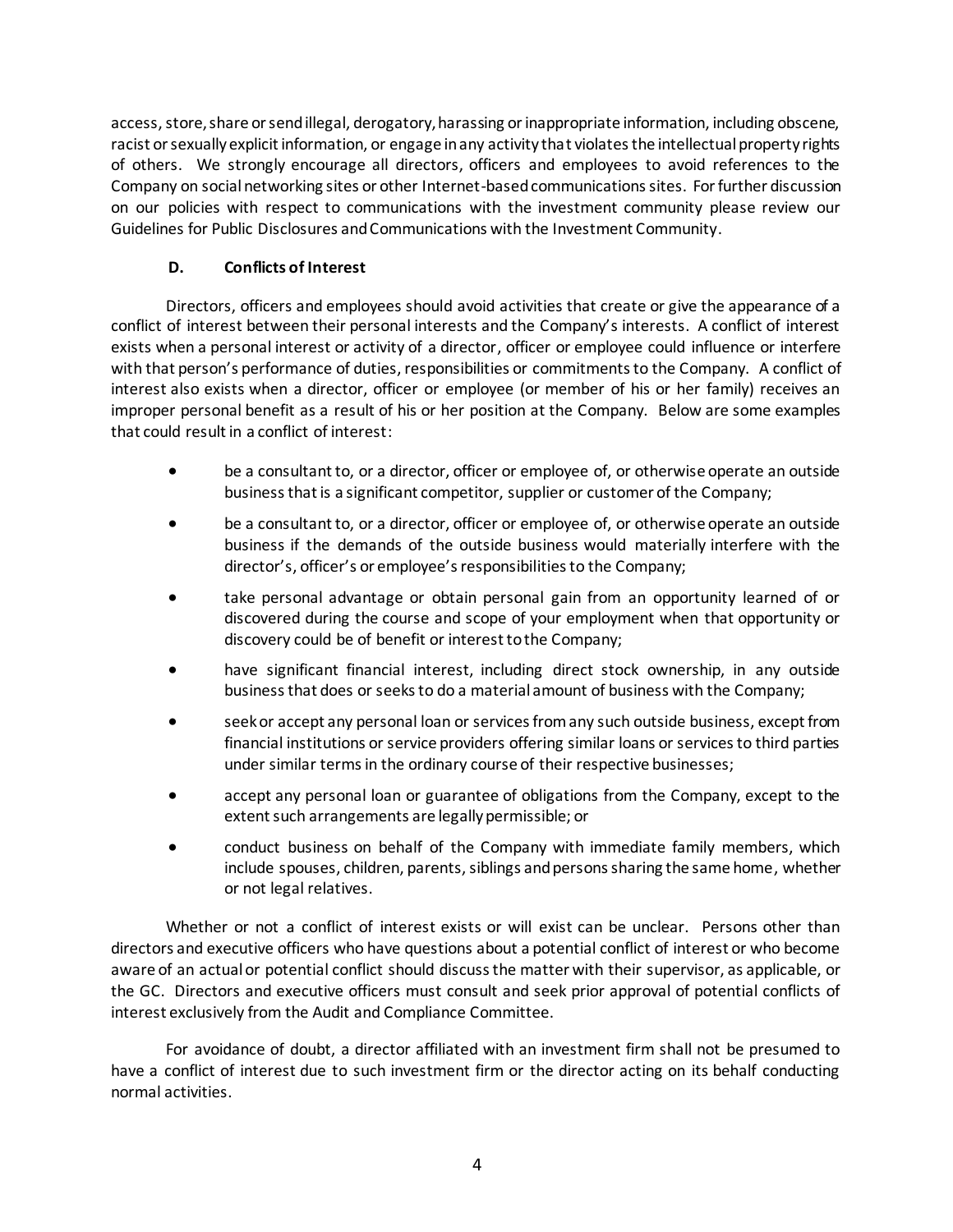access, store, share or send illegal, derogatory, harassing or inappropriate information, including obscene, racist or sexually explicit information, or engage in any activity that violates the intellectual property rights of others. We strongly encourage all directors, officers and employees to avoid references to the Company on social networking sites or other Internet-based communications sites. For further discussion on our policies with respect to communications with the investment community please review our Guidelines for Public Disclosures and Communications with the Investment Community.

### D. Conflicts of Interest

Directors, officers and employees should avoid activities that create or give the appearance of a conflict of interest between their personal interests and the Company's interests. A conflict of interest exists when a personal interest or activity of a director, officer or employee could influence or interfere with that person's performance of duties, responsibilities or commitments to the Company. A conflict of interest also exists when a director, officer or employee (or member of his or her family) receives an improper personal benefit as a result of his or her position at the Company. Below are some examples that could result in a conflict of interest:

- be a consultant to, or a director, officer or employee of, or otherwise operate an outside business that is a significant competitor, supplier or customer of the Company;
- be a consultant to, or a director, officer or employee of, or otherwise operate an outside business if the demands of the outside business would materially interfere with the director's, officer's or employee's responsibilities to the Company;
- take personal advantage or obtain personal gain from an opportunity learned of or discovered during the course and scope of your employment when that opportunity or discovery could be of benefit or interest to the Company;
- have significant financial interest, including direct stock ownership, in any outside business that does or seeks to do a material amount of business with the Company;
- seek or accept any personal loan or services from any such outside business, except from financial institutions or service providers offering similar loans or services to third parties under similar terms in the ordinary course of their respective businesses;
- accept any personal loan or guarantee of obligations from the Company, except to the extent such arrangements are legally permissible; or
- conduct business on behalf of the Company with immediate family members, which include spouses, children, parents, siblings and persons sharing the same home, whether or not legal relatives.

Whether or not a conflict of interest exists or will exist can be unclear. Persons other than directors and executive officers who have questions about a potential conflict of interest or who become aware of an actual or potential conflict should discuss the matter with their supervisor, as applicable, or the GC. Directors and executive officers must consult and seek prior approval of potential conflicts of interest exclusively from the Audit and Compliance Committee.

For avoidance of doubt, a director affiliated with an investment firm shall not be presumed to have a conflict of interest due to such investment firm or the director acting on its behalf conducting normal activities.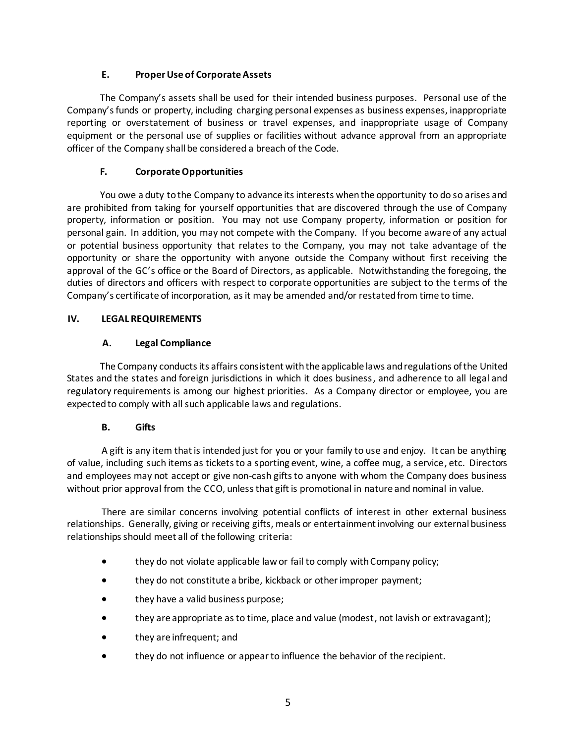### E. Proper Use of Corporate Assets

The Company's assets shall be used for their intended business purposes. Personal use of the Company's funds or property, including charging personal expenses as business expenses, inappropriate reporting or overstatement of business or travel expenses, and inappropriate usage of Company equipment or the personal use of supplies or facilities without advance approval from an appropriate officer of the Company shall be considered a breach of the Code.

### F. Corporate Opportunities

You owe a duty to the Company to advance its interests when the opportunity to do so arises and are prohibited from taking for yourself opportunities that are discovered through the use of Company property, information or position. You may not use Company property, information or position for personal gain. In addition, you may not compete with the Company. If you become aware of any actual or potential business opportunity that relates to the Company, you may not take advantage of the opportunity or share the opportunity with anyone outside the Company without first receiving the approval of the GC's office or the Board of Directors, as applicable. Notwithstanding the foregoing, the duties of directors and officers with respect to corporate opportunities are subject to the terms of the Company's certificate of incorporation, as it may be amended and/or restated from time to time.

## IV. LEGAL REQUIREMENTS

### A. Legal Compliance

The Company conducts its affairs consistent with the applicable laws and regulations of the United States and the states and foreign jurisdictions in which it does business, and adherence to all legal and regulatory requirements is among our highest priorities. As a Company director or employee, you are expected to comply with all such applicable laws and regulations.

### B. Gifts

A gift is any item that is intended just for you or your family to use and enjoy. It can be anything of value, including such items as tickets to a sporting event, wine, a coffee mug, a service, etc. Directors and employees may not accept or give non-cash gifts to anyone with whom the Company does business without prior approval from the CCO, unless that gift is promotional in nature and nominal in value.

There are similar concerns involving potential conflicts of interest in other external business relationships. Generally, giving or receiving gifts, meals or entertainment involving our external business relationships should meet all of the following criteria:

- they do not violate applicable law or fail to comply with Company policy;
- they do not constitute a bribe, kickback or other improper payment;
- they have a valid business purpose;
- they are appropriate as to time, place and value (modest, not lavish or extravagant);
- they are infrequent; and
- they do not influence or appear to influence the behavior of the recipient.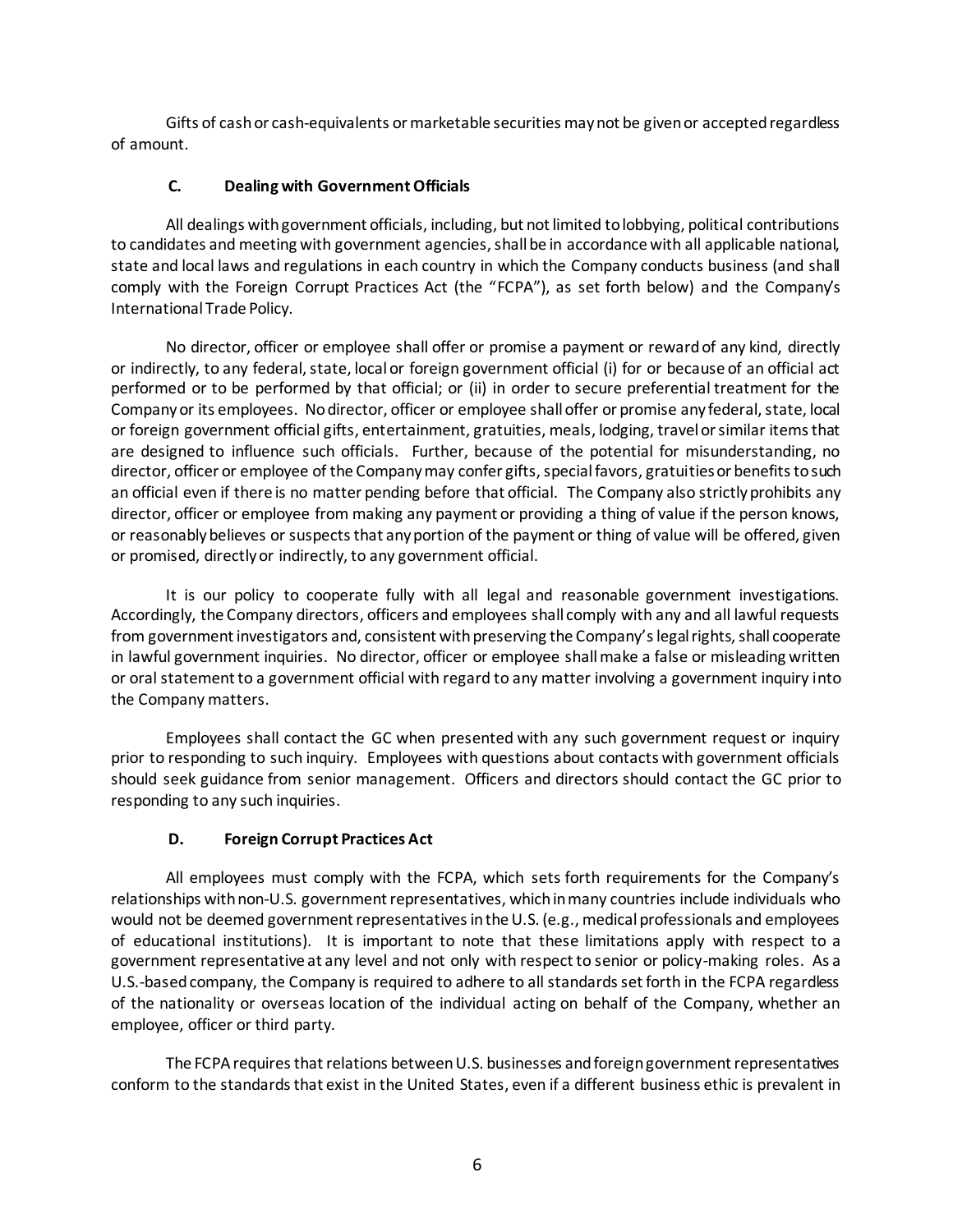Gifts of cash or cash-equivalents or marketable securities may not be given or accepted regardless of amount.

### C. Dealing with Government Officials

All dealings with government officials, including, but not limited to lobbying, political contributions to candidates and meeting with government agencies, shall be in accordance with all applicable national, state and local laws and regulations in each country in which the Company conducts business (and shall comply with the Foreign Corrupt Practices Act (the "FCPA"), as set forth below) and the Company's International Trade Policy.

No director, officer or employee shall offer or promise a payment or reward of any kind, directly or indirectly, to any federal, state, local or foreign government official (i) for or because of an official act performed or to be performed by that official; or (ii) in order to secure preferential treatment for the Company or its employees. No director, officer or employee shall offer or promise any federal, state, local or foreign government official gifts, entertainment, gratuities, meals, lodging, travel or similar items that are designed to influence such officials. Further, because of the potential for misunderstanding, no director, officer or employee of the Company may confer gifts, special favors, gratuities or benefits to such an official even if there is no matter pending before that official. The Company also strictly prohibits any director, officer or employee from making any payment or providing a thing of value if the person knows, or reasonably believes or suspects that any portion of the payment or thing of value will be offered, given or promised, directly or indirectly, to any government official.

It is our policy to cooperate fully with all legal and reasonable government investigations. Accordingly, the Company directors, officers and employees shall comply with any and all lawful requests from government investigators and, consistent with preserving the Company's legal rights, shall cooperate in lawful government inquiries. No director, officer or employee shall make a false or misleading written or oral statement to a government official with regard to any matter involving a government inquiry into the Company matters.

Employees shall contact the GC when presented with any such government request or inquiry prior to responding to such inquiry. Employees with questions about contacts with government officials should seek guidance from senior management. Officers and directors should contact the GC prior to responding to any such inquiries.

### D. Foreign Corrupt Practices Act

All employees must comply with the FCPA, which sets forth requirements for the Company's relationships with non-U.S. government representatives, which in many countries include individuals who would not be deemed government representatives in the U.S. (e.g., medical professionals and employees of educational institutions). It is important to note that these limitations apply with respect to a government representative at any level and not only with respect to senior or policy-making roles. As a U.S.-based company, the Company is required to adhere to all standards set forth in the FCPA regardless of the nationality or overseas location of the individual acting on behalf of the Company, whether an employee, officer or third party.

The FCPA requires that relations between U.S. businesses and foreign government representatives conform to the standards that exist in the United States, even if a different business ethic is prevalent in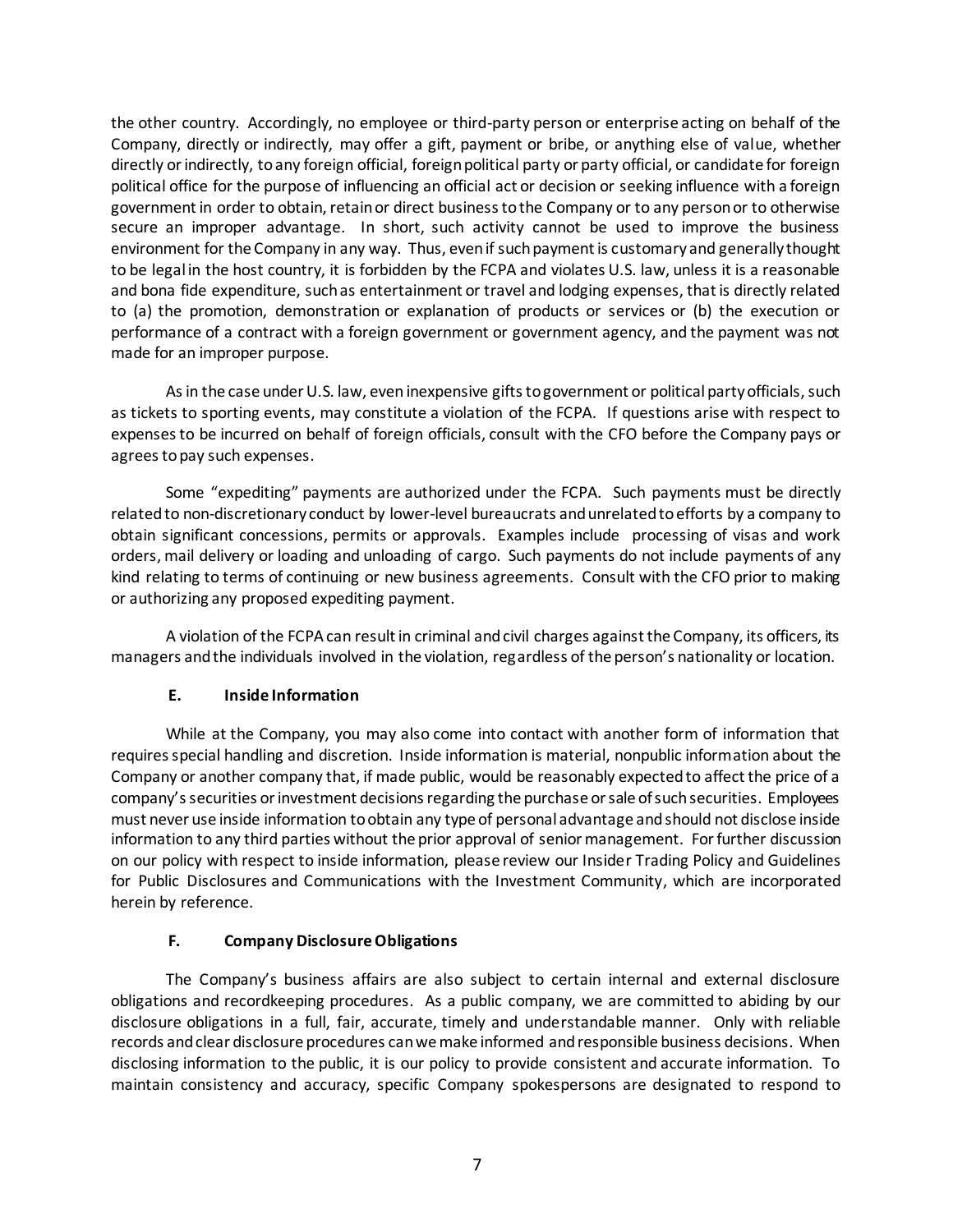the other country. Accordingly, no employee or third-party person or enterprise acting on behalf of the Company, directly or indirectly, may offer a gift, payment or bribe, or anything else of value, whether directly or indirectly, to any foreign official, foreign political party or party official, or candidate for foreign political office for the purpose of influencing an official act or decision or seeking influence with a foreign government in order to obtain, retain or direct business to the Company or to any person or to otherwise secure an improper advantage. In short, such activity cannot be used to improve the business environment for the Company in any way. Thus, even if such payment is customary and generally thought to be legal in the host country, it is forbidden by the FCPA and violates U.S. law, unless it is a reasonable and bona fide expenditure, such as entertainment or travel and lodging expenses, that is directly related to (a) the promotion, demonstration or explanation of products or services or (b) the execution or performance of a contract with a foreign government or government agency, and the payment was not made for an improper purpose.

As in the case under U.S. law, even inexpensive gifts to government or political party officials, such as tickets to sporting events, may constitute a violation of the FCPA. If questions arise with respect to expenses to be incurred on behalf of foreign officials, consult with the CFO before the Company pays or agrees to pay such expenses.

Some "expediting" payments are authorized under the FCPA. Such payments must be directly related to non-discretionary conduct by lower-level bureaucrats and unrelated to efforts by a company to obtain significant concessions, permits or approvals. Examples include processing of visas and work orders, mail delivery or loading and unloading of cargo. Such payments do not include payments of any kind relating to terms of continuing or new business agreements. Consult with the CFO prior to making or authorizing any proposed expediting payment.

A violation of the FCPA can result in criminal and civil charges against the Company, its officers, its managers and the individuals involved in the violation, regardless of the person's nationality or location.

### E. Inside Information

While at the Company, you may also come into contact with another form of information that requires special handling and discretion. Inside information is material, nonpublic information about the Company or another company that, if made public, would be reasonably expected to affect the price of a company's securities or investment decisions regarding the purchase or sale of such securities. Employees must never use inside information to obtain any type of personal advantage and should not disclose inside information to any third parties without the prior approval of senior management. For further discussion on our policy with respect to inside information, please review our Insider Trading Policy and Guidelines for Public Disclosures and Communications with the Investment Community, which are incorporated herein by reference.

### F. Company Disclosure Obligations

The Company's business affairs are also subject to certain internal and external disclosure obligations and recordkeeping procedures. As a public company, we are committed to abiding by our disclosure obligations in a full, fair, accurate, timely and understandable manner. Only with reliable records and clear disclosure procedures can we make informed and responsible business decisions. When disclosing information to the public, it is our policy to provide consistent and accurate information. To maintain consistency and accuracy, specific Company spokespersons are designated to respond to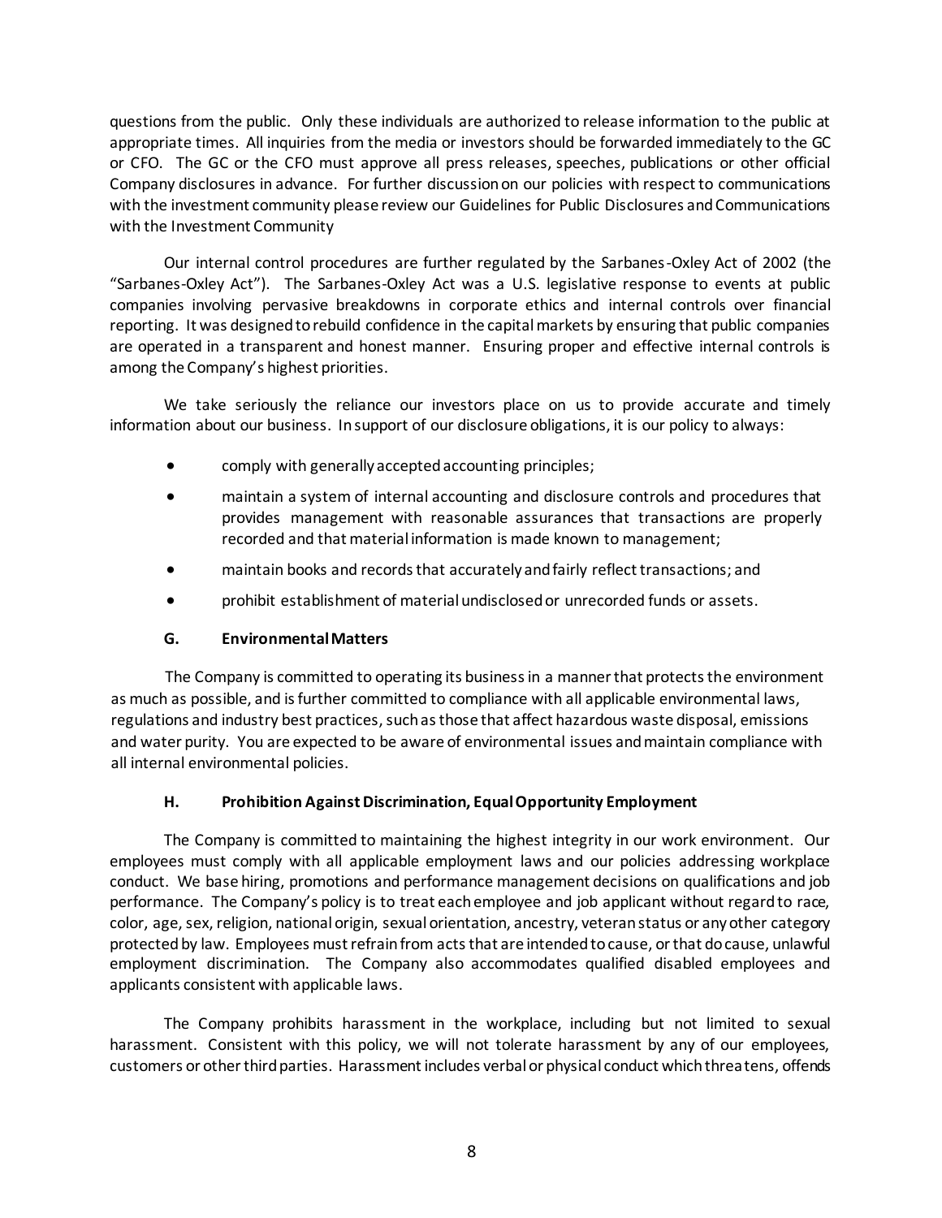questions from the public. Only these individuals are authorized to release information to the public at appropriate times. All inquiries from the media or investors should be forwarded immediately to the GC or CFO. The GC or the CFO must approve all press releases, speeches, publications or other official Company disclosures in advance. For further discussion on our policies with respect to communications with the investment community please review our Guidelines for Public Disclosures and Communications with the Investment Community

Our internal control procedures are further regulated by the Sarbanes-Oxley Act of 2002 (the "Sarbanes-Oxley Act"). The Sarbanes-Oxley Act was a U.S. legislative response to events at public companies involving pervasive breakdowns in corporate ethics and internal controls over financial reporting. It was designed to rebuild confidence in the capital markets by ensuring that public companies are operated in a transparent and honest manner. Ensuring proper and effective internal controls is among the Company's highest priorities.

We take seriously the reliance our investors place on us to provide accurate and timely information about our business. In support of our disclosure obligations, it is our policy to always:

- comply with generally accepted accounting principles;
- maintain a system of internal accounting and disclosure controls and procedures that provides management with reasonable assurances that transactions are properly recorded and that material information is made known to management;
- maintain books and records that accurately and fairly reflect transactions; and
- prohibit establishment of material undisclosed or unrecorded funds or assets.

### G. Environmental Matters

The Company is committed to operating its business in a manner that protects the environment as much as possible, and is further committed to compliance with all applicable environmental laws, regulations and industry best practices, such as those that affect hazardous waste disposal, emissions and water purity. You are expected to be aware of environmental issues and maintain compliance with all internal environmental policies.

### H. Prohibition Against Discrimination, Equal Opportunity Employment

The Company is committed to maintaining the highest integrity in our work environment. Our employees must comply with all applicable employment laws and our policies addressing workplace conduct. We base hiring, promotions and performance management decisions on qualifications and job performance. The Company's policy is to treat each employee and job applicant without regard to race, color, age, sex, religion, national origin, sexual orientation, ancestry, veteran status or any other category protected by law. Employees must refrain from acts that are intended to cause, or that do cause, unlawful employment discrimination. The Company also accommodates qualified disabled employees and applicants consistent with applicable laws.

The Company prohibits harassment in the workplace, including but not limited to sexual harassment. Consistent with this policy, we will not tolerate harassment by any of our employees, customers or other third parties. Harassment includes verbal or physical conduct which threatens, offends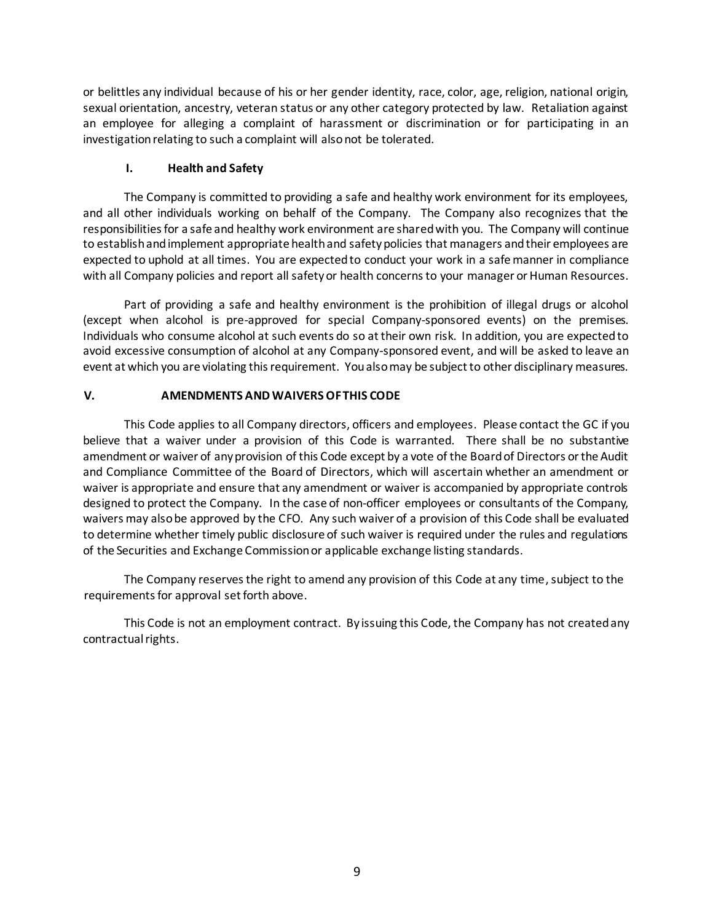or belittles any individual because of his or her gender identity, race, color, age, religion, national origin, sexual orientation, ancestry, veteran status or any other category protected by law. Retaliation against an employee for alleging a complaint of harassment or discrimination or for participating in an investigation relating to such a complaint will also not be tolerated.

### I. Health and Safety

The Company is committed to providing a safe and healthy work environment for its employees, and all other individuals working on behalf of the Company. The Company also recognizes that the responsibilities for a safe and healthy work environment are shared with you. The Company will continue to establish and implement appropriate health and safety policies that managers and their employees are expected to uphold at all times. You are expected to conduct your work in a safe manner in compliance with all Company policies and report all safety or health concerns to your manager or Human Resources.

Part of providing a safe and healthy environment is the prohibition of illegal drugs or alcohol (except when alcohol is pre-approved for special Company-sponsored events) on the premises. Individuals who consume alcohol at such events do so at their own risk. In addition, you are expected to avoid excessive consumption of alcohol at any Company-sponsored event, and will be asked to leave an event at which you are violating this requirement. You also may be subject to other disciplinary measures.

## V. AMENDMENTS AND WAIVERS OF THIS CODE

This Code applies to all Company directors, officers and employees. Please contact the GC if you believe that a waiver under a provision of this Code is warranted. There shall be no substantive amendment or waiver of any provision of this Code except by a vote of the Board of Directors or the Audit and Compliance Committee of the Board of Directors, which will ascertain whether an amendment or waiver is appropriate and ensure that any amendment or waiver is accompanied by appropriate controls designed to protect the Company. In the case of non-officer employees or consultants of the Company, waivers may also be approved by the CFO. Any such waiver of a provision of this Code shall be evaluated to determine whether timely public disclosure of such waiver is required under the rules and regulations of the Securities and Exchange Commission or applicable exchange listing standards.

The Company reserves the right to amend any provision of this Code at any time, subject to the requirements for approval set forth above.

This Code is not an employment contract. By issuing this Code, the Company has not created any contractual rights.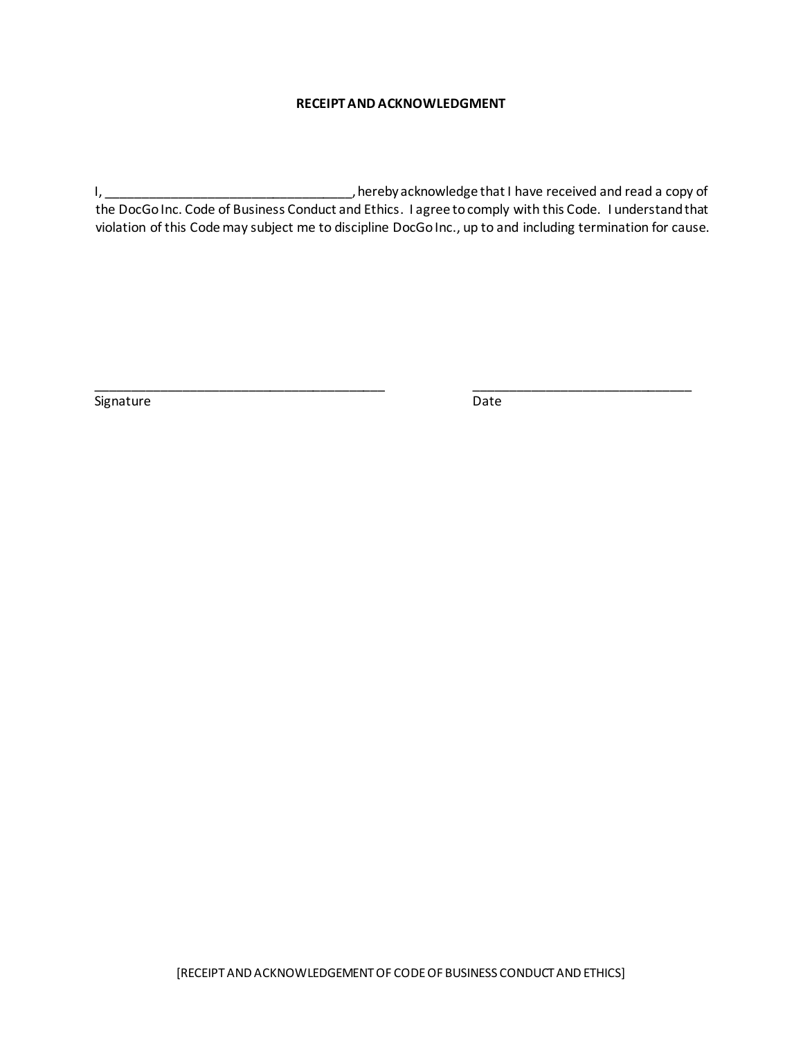**RECEIPT AND ACKNOWLEDGMENT**

I, ___________________________________, hereby acknowledge that I have received and read a copy of the DocGo Inc. Code of Business Conduct and Ethics. I agree to comply with this Code. I understand that violation of this Code may subject me to discipline DocGo Inc., up to and including termination for cause.

__________________________________________ Signature

________________________________ Date

[RECEIPT AND ACKNOWLEDGEMENT OF CODE OF BUSINESS CONDUCT AND ETHICS]